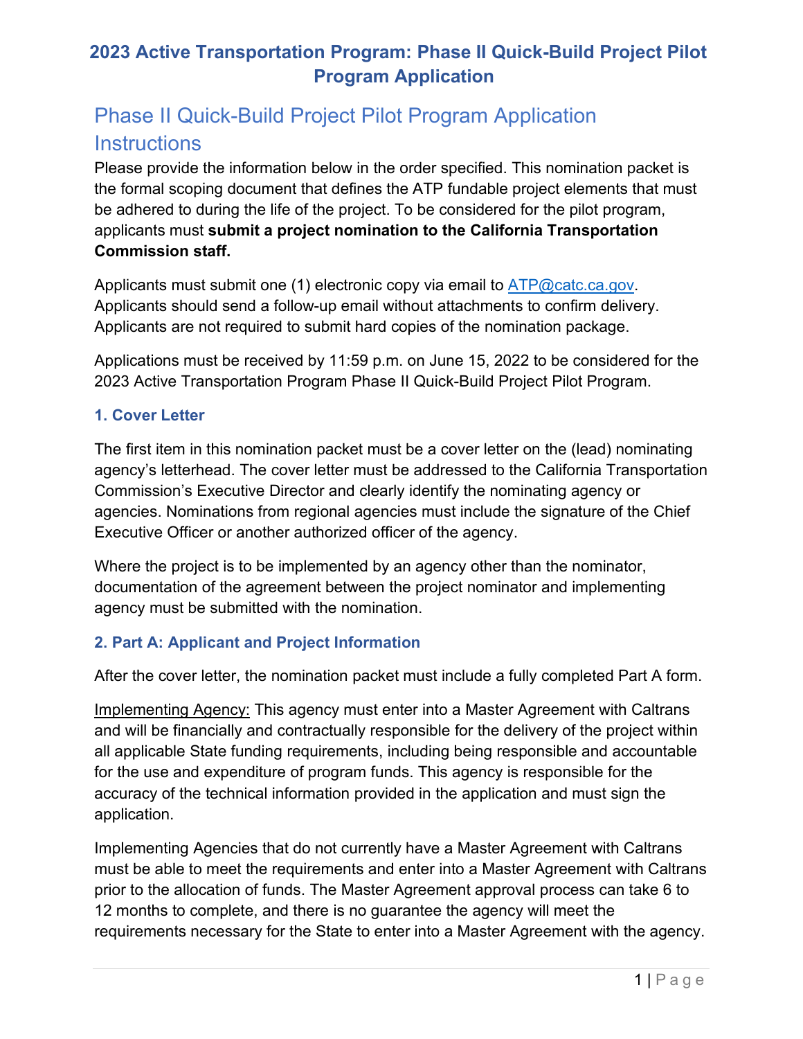# 2023 Active Transportation Program: Phase II Quick-Build Project Pilot Program Application

## Phase II Quick-Build Project Pilot Program Application Instructions

Please provide the information below in the order specified. This nomination packet is the formal scoping document that defines the ATP fundable project elements that must be adhered to during the life of the project. To be considered for the pilot program, applicants must **submit a project nomination to the California Transportation Commission staff.**

Applicants must submit one (1) electronic copy via email to ATP@catc.ca.gov. Applicants should send a follow-up email without attachments to confirm delivery. Applicants are not required to submit hard copies of the nomination package.

Applications must be received by 11:59 p.m. on June 15, 2022 to be considered for the 2023 Active Transportation Program Phase II Quick-Build Project Pilot Program.

### 1. Cover Letter

The first item in this nomination packet must be a cover letter on the (lead) nominating agency's letterhead. The cover letter must be addressed to the California Transportation Commission's Executive Director and clearly identify the nominating agency or agencies. Nominations from regional agencies must include the signature of the Chief Executive Officer or another authorized officer of the agency.

Where the project is to be implemented by an agency other than the nominator, documentation of the agreement between the project nominator and implementing agency must be submitted with the nomination.

### 2. Part A: Applicant and Project Information

After the cover letter, the nomination packet must include a fully completed Part A form.

<u>Implementing Agency:</u> This agency must enter into a Master Agreement with Caltrans and will be financially and contractually responsible for the delivery of the project within all applicable State funding requirements, including being responsible and accountable for the use and expenditure of program funds. This agency is responsible for the accuracy of the technical information provided in the application and must sign the application.

Implementing Agencies that do not currently have a Master Agreement with Caltrans must be able to meet the requirements and enter into a Master Agreement with Caltrans prior to the allocation of funds. The Master Agreement approval process can take 6 to 12 months to complete, and there is no guarantee the agency will meet the requirements necessary for the State to enter into a Master Agreement with the agency.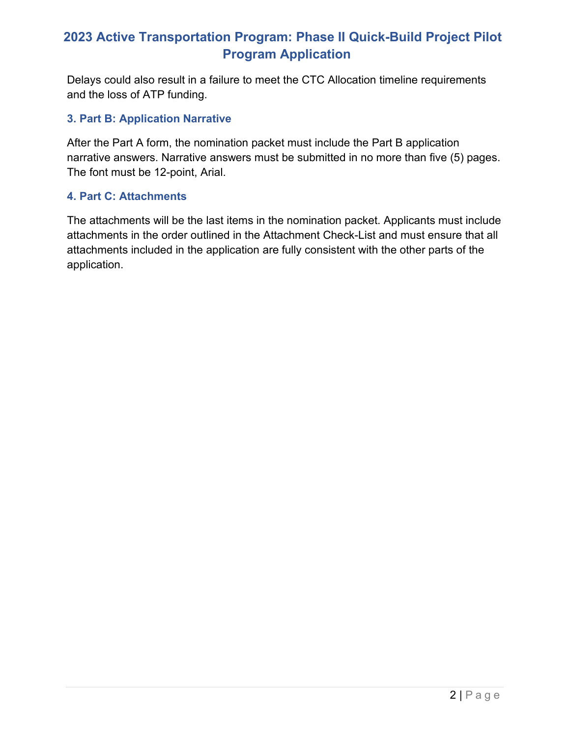Delays could also result in a failure to meet the CTC Allocation timeline requirements and the loss of ATP funding.

### 3. Part B: Application Narrative

After the Part A form, the nomination packet must include the Part B application narrative answers. Narrative answers must be submitted in no more than five (5) pages. The font must be 12-point, Arial.

### 4. Part C: Attachments

The attachments will be the last items in the nomination packet. Applicants must include attachments in the order outlined in the Attachment Check-List and must ensure that all attachments included in the application are fully consistent with the other parts of the application.